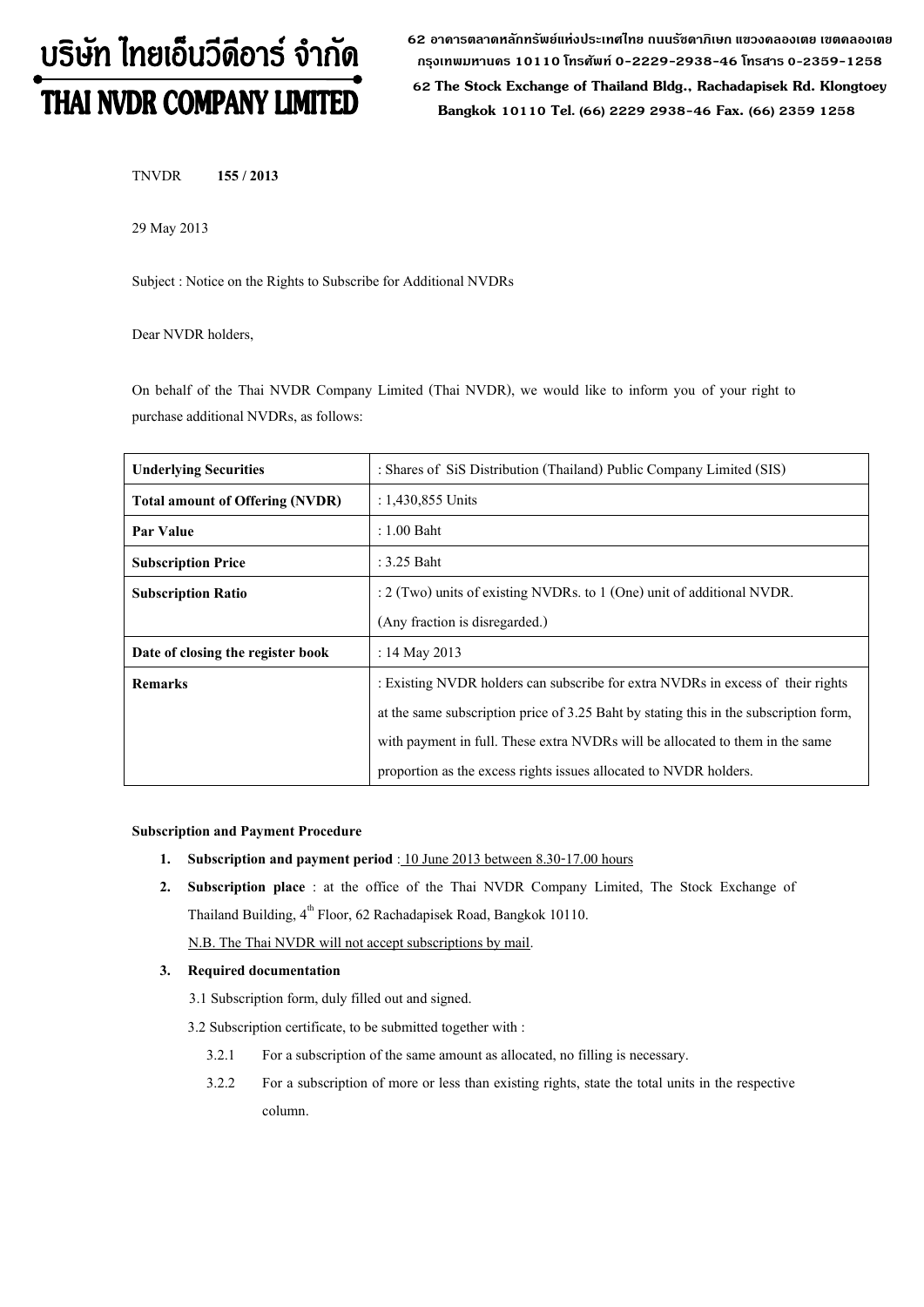# บริษัท ไทยเอ็นวีดีอาร์ จำกัด
# THAI NVDR COMPANY LIMITED

62 อาคารตลาดหลักทรัพย์แห่งประเทศไทย ถนนรัชดาภิเษก แขวงคลองเตย เขตคลองเตย กรุงเทพมหานคร 10110 โทรศัพท์ 0-2229-2938-46 โทรสาร 0-2359-1258

62 The Stock Exchange of Thailand Bldg., Rachadapisek Rd. Klongtoey Bangkok 10110 Tel. (66) 2229 2938-46 Fax. (66) 2359 1258

TNVDR **155 / 2013**

29 May 2013

Subject : Notice on the Rights to Subscribe for Additional NVDRs

Dear NVDR holders,

On behalf of the Thai NVDR Company Limited (Thai NVDR), we would like to inform you of your right to purchase additional NVDRs, as follows:

| **Underlying Securities** | : Shares of SiS Distribution (Thailand) Public Company Limited (SIS) |
|---|---|
| **Total amount of Offering (NVDR)** | : 1,430,855 Units |
| **Par Value** | : 1.00 Baht |
| **Subscription Price** | : 3.25 Baht |
| **Subscription Ratio** | : 2 (Two) units of existing NVDRs. to 1 (One) unit of additional NVDR. (Any fraction is disregarded.) |
| **Date of closing the register book** | : 14 May 2013 |
| **Remarks** | : Existing NVDR holders can subscribe for extra NVDRs in excess of their rights at the same subscription price of 3.25 Baht by stating this in the subscription form, with payment in full. These extra NVDRs will be allocated to them in the same proportion as the excess rights issues allocated to NVDR holders. |

**Subscription and Payment Procedure**

1. **Subscription and payment period** : 10 June 2013 between 8.30-17.00 hours
2. **Subscription place** : at the office of the Thai NVDR Company Limited, The Stock Exchange of Thailand Building, 4th Floor, 62 Rachadapisek Road, Bangkok 10110.
   N.B. The Thai NVDR will not accept subscriptions by mail.
3. **Required documentation**
   - 3.1 Subscription form, duly filled out and signed.
   - 3.2 Subscription certificate, to be submitted together with :
     - 3.2.1 For a subscription of the same amount as allocated, no filling is necessary.
     - 3.2.2 For a subscription of more or less than existing rights, state the total units in the respective column.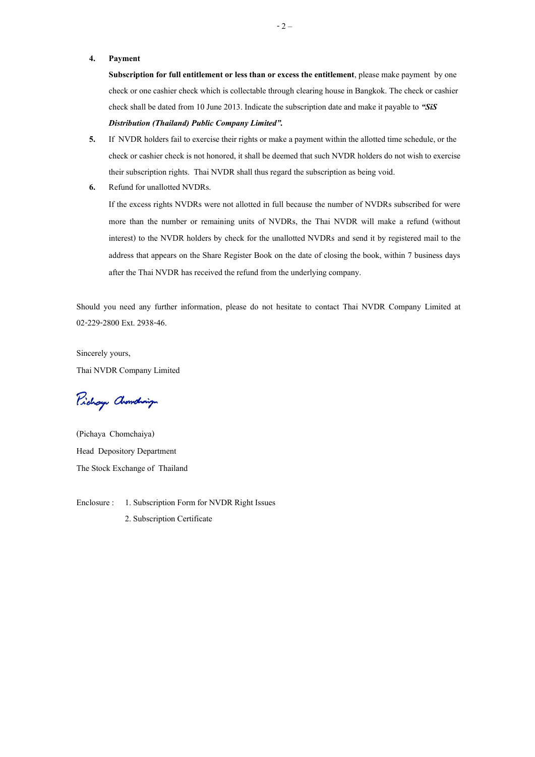4. **Payment**

   **Subscription for full entitlement or less than or excess the entitlement**, please make payment by one check or one cashier check which is collectable through clearing house in Bangkok. The check or cashier check shall be dated from 10 June 2013. Indicate the subscription date and make it payable to ***"SiS Distribution (Thailand) Public Company Limited".***

5. If NVDR holders fail to exercise their rights or make a payment within the allotted time schedule, or the check or cashier check is not honored, it shall be deemed that such NVDR holders do not wish to exercise their subscription rights. Thai NVDR shall thus regard the subscription as being void.

6. Refund for unallotted NVDRs.

   If the excess rights NVDRs were not allotted in full because the number of NVDRs subscribed for were more than the number or remaining units of NVDRs, the Thai NVDR will make a refund (without interest) to the NVDR holders by check for the unallotted NVDRs and send it by registered mail to the address that appears on the Share Register Book on the date of closing the book, within 7 business days after the Thai NVDR has received the refund from the underlying company.

Should you need any further information, please do not hesitate to contact Thai NVDR Company Limited at 02-229-2800 Ext. 2938-46.

Sincerely yours,

Thai NVDR Company Limited

(Pichaya Chomchaiya)

Head Depository Department

The Stock Exchange of Thailand

Enclosure : 1. Subscription Form for NVDR Right Issues

2. Subscription Certificate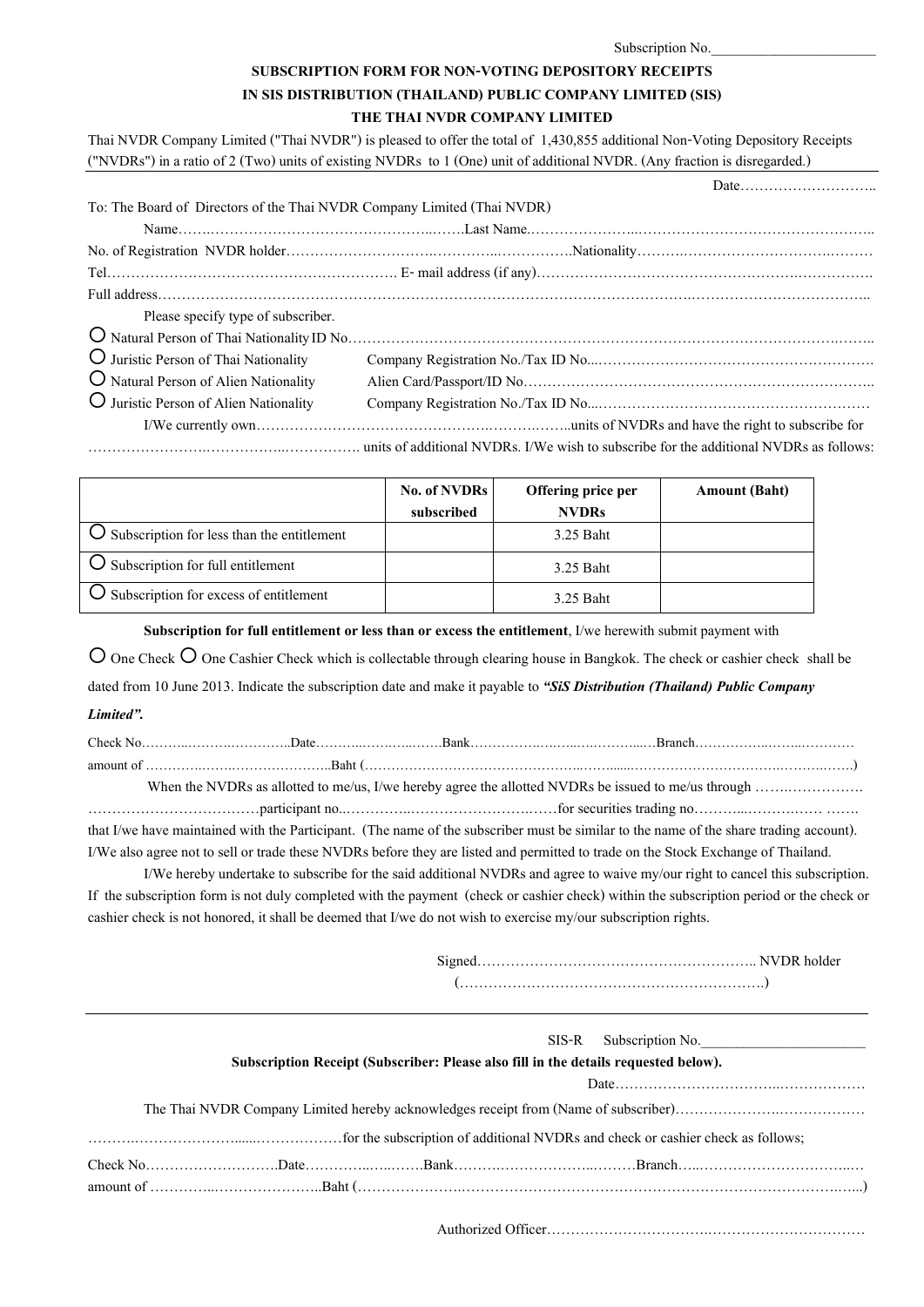Subscription No.\_\_\_\_\_\_\_\_\_\_\_\_\_\_\_\_\_\_\_\_\_\_

**SUBSCRIPTION FORM FOR NON-VOTING DEPOSITORY RECEIPTS**

**IN SIS DISTRIBUTION (THAILAND) PUBLIC COMPANY LIMITED (SIS)**

**THE THAI NVDR COMPANY LIMITED**

Thai NVDR Company Limited ("Thai NVDR") is pleased to offer the total of 1,430,855 additional Non-Voting Depository Receipts ("NVDRs") in a ratio of 2 (Two) units of existing NVDRs to 1 (One) unit of additional NVDR. (Any fraction is disregarded.)

Date……………………..

To: The Board of Directors of the Thai NVDR Company Limited (Thai NVDR)

Name……..…………………………………………..…….Last Name.…………………..……………………………………………..

No. of Registration NVDR holder…………………………….…………..…………….Nationality……….…………………………….………

Tel……………………………………………………. E- mail address (if any)……………………………………………………….…………….

Full address……………………………………………………………………………………………….……………………………..

Please specify type of subscriber.

○ Natural Person of Thai Nationality ID No……………………………………………………………………………………………….……..

○ Juristic Person of Thai Nationality Company Registration No./Tax ID No...…………………………………………………….

○ Natural Person of Alien Nationality Alien Card/Passport/ID No……………………………………………………………….

○ Juristic Person of Alien Nationality Company Registration No./Tax ID No...…………………………………………………

I/We currently own…………………………………………….…….…….units of NVDRs and have the right to subscribe for ……………………….……………..……………. units of additional NVDRs. I/We wish to subscribe for the additional NVDRs as follows:

| | No. of NVDRs subscribed | Offering price per NVDRs | Amount (Baht) |
|---|---|---|---|
| ○ Subscription for less than the entitlement | | 3.25 Baht | |
| ○ Subscription for full entitlement | | 3.25 Baht | |
| ○ Subscription for excess of entitlement | | 3.25 Baht | |

**Subscription for full entitlement or less than or excess the entitlement**, I/we herewith submit payment with

○ One Check ○ One Cashier Check which is collectable through clearing house in Bangkok. The check or cashier check shall be dated from 10 June 2013. Indicate the subscription date and make it payable to ***"SiS Distribution (Thailand) Public Company Limited".***

Check No………..……….…………..Date………..……..…….Bank……………..……..…………...…Branch……………..……..…………

amount of ……………..……..…………………..Baht (……………………………………………..………......……………………………….……..…….)

When the NVDRs as allotted to me/us, I/we hereby agree the allotted NVDRs be issued to me/us through ……..…………….

………………………………participant no..…………..…………………….……for securities trading no………...……….…… …….

that I/we have maintained with the Participant. (The name of the subscriber must be similar to the name of the share trading account). I/We also agree not to sell or trade these NVDRs before they are listed and permitted to trade on the Stock Exchange of Thailand.

I/We hereby undertake to subscribe for the said additional NVDRs and agree to waive my/our right to cancel this subscription. If the subscription form is not duly completed with the payment (check or cashier check) within the subscription period or the check or cashier check is not honored, it shall be deemed that I/we do not wish to exercise my/our subscription rights.

Signed………………………………………………….. NVDR holder

(……………………………………………………….)

---

SIS-R Subscription No.\_\_\_\_\_\_\_\_\_\_\_\_\_\_\_\_\_\_\_\_\_\_

**Subscription Receipt (Subscriber: Please also fill in the details requested below).**

Date……………………………..………………

The Thai NVDR Company Limited hereby acknowledges receipt from (Name of subscriber)…………………..………………

………..…………………......………………for the subscription of additional NVDRs and check or cashier check as follows;

Check No……………………….Date…………..…..…….Bank……….………………..………Branch…..…………………………..…

amount of …………..…………………..Baht (…………………..…………………………………………………………………….…...)

Authorized Officer…………………………….……………………………